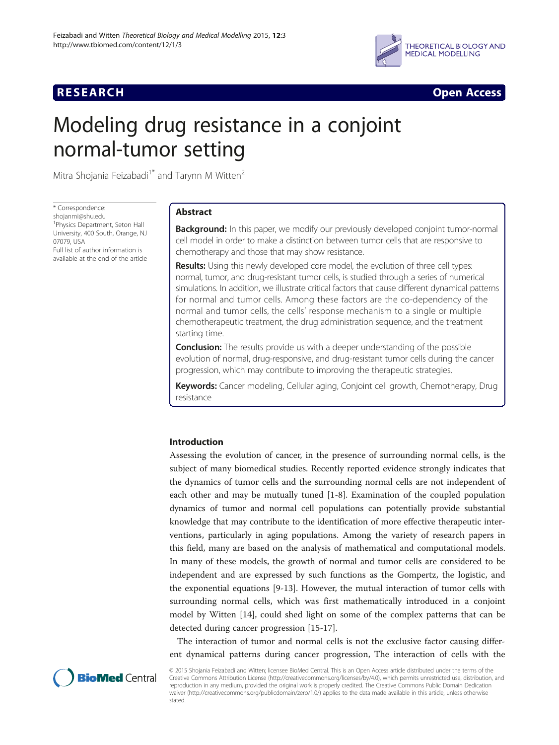**RESEARCH** **Open Access**

# Modeling drug resistance in a conjoint normal-tumor setting

Mitra Shojania Feizabadi[1*] and Tarynn M Witten[2]

\* Correspondence: shojanmi@shu.edu
[1]Physics Department, Seton Hall University, 400 South, Orange, NJ 07079, USA
Full list of author information is available at the end of the article

## Abstract

**Background:** In this paper, we modify our previously developed conjoint tumor-normal cell model in order to make a distinction between tumor cells that are responsive to chemotherapy and those that may show resistance.

**Results:** Using this newly developed core model, the evolution of three cell types: normal, tumor, and drug-resistant tumor cells, is studied through a series of numerical simulations. In addition, we illustrate critical factors that cause different dynamical patterns for normal and tumor cells. Among these factors are the co-dependency of the normal and tumor cells, the cells' response mechanism to a single or multiple chemotherapeutic treatment, the drug administration sequence, and the treatment starting time.

**Conclusion:** The results provide us with a deeper understanding of the possible evolution of normal, drug-responsive, and drug-resistant tumor cells during the cancer progression, which may contribute to improving the therapeutic strategies.

**Keywords:** Cancer modeling, Cellular aging, Conjoint cell growth, Chemotherapy, Drug resistance

## Introduction

Assessing the evolution of cancer, in the presence of surrounding normal cells, is the subject of many biomedical studies. Recently reported evidence strongly indicates that the dynamics of tumor cells and the surrounding normal cells are not independent of each other and may be mutually tuned [1-8]. Examination of the coupled population dynamics of tumor and normal cell populations can potentially provide substantial knowledge that may contribute to the identification of more effective therapeutic interventions, particularly in aging populations. Among the variety of research papers in this field, many are based on the analysis of mathematical and computational models. In many of these models, the growth of normal and tumor cells are considered to be independent and are expressed by such functions as the Gompertz, the logistic, and the exponential equations [9-13]. However, the mutual interaction of tumor cells with surrounding normal cells, which was first mathematically introduced in a conjoint model by Witten [14], could shed light on some of the complex patterns that can be detected during cancer progression [15-17].

The interaction of tumor and normal cells is not the exclusive factor causing different dynamical patterns during cancer progression, The interaction of cells with the

© 2015 Shojania Feizabadi and Witten; licensee BioMed Central. This is an Open Access article distributed under the terms of the Creative Commons Attribution License (http://creativecommons.org/licenses/by/4.0), which permits unrestricted use, distribution, and reproduction in any medium, provided the original work is properly credited. The Creative Commons Public Domain Dedication waiver (http://creativecommons.org/publicdomain/zero/1.0/) applies to the data made available in this article, unless otherwise stated.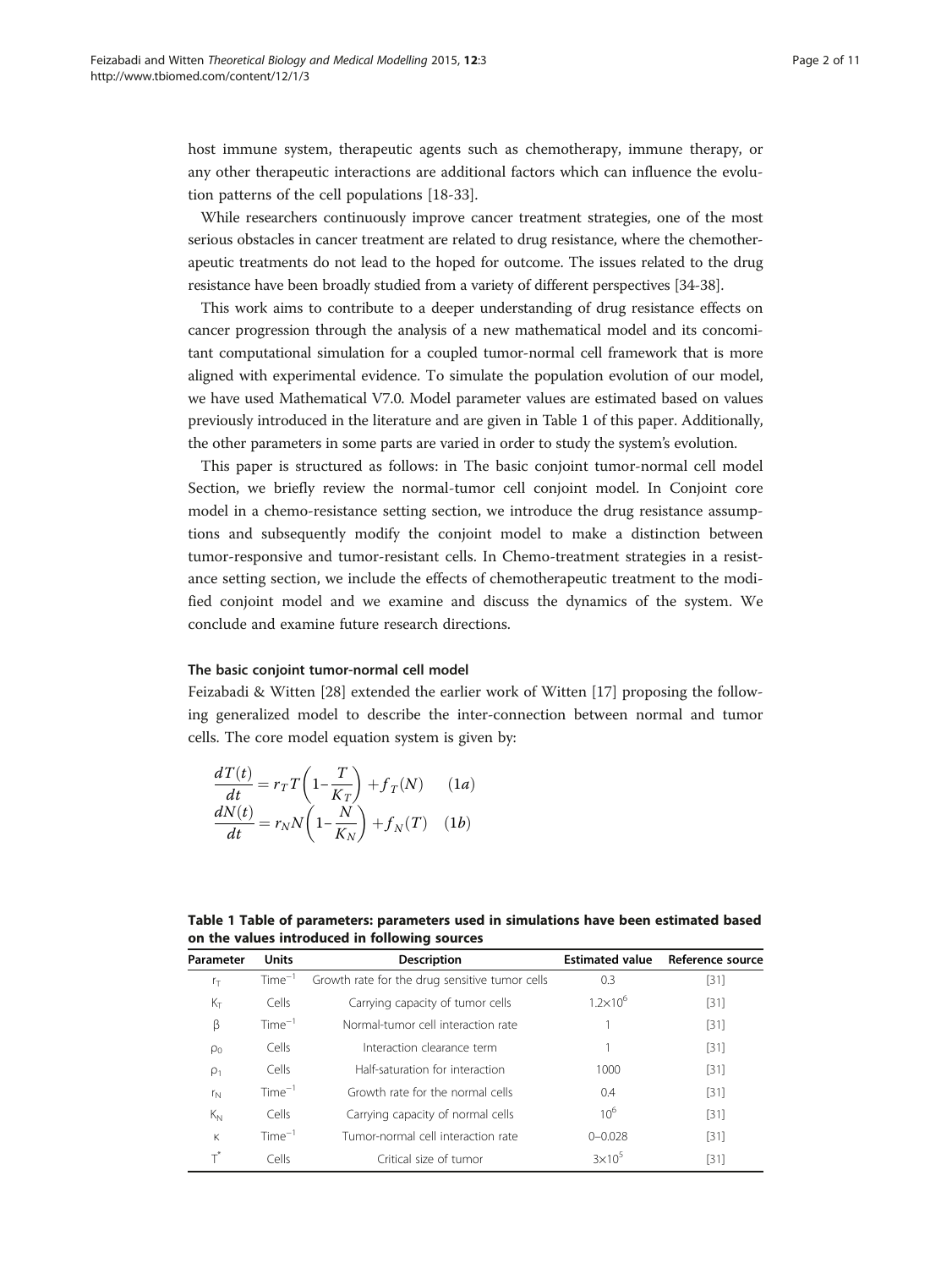host immune system, therapeutic agents such as chemotherapy, immune therapy, or any other therapeutic interactions are additional factors which can influence the evolution patterns of the cell populations [18-33].

While researchers continuously improve cancer treatment strategies, one of the most serious obstacles in cancer treatment are related to drug resistance, where the chemotherapeutic treatments do not lead to the hoped for outcome. The issues related to the drug resistance have been broadly studied from a variety of different perspectives [34-38].

This work aims to contribute to a deeper understanding of drug resistance effects on cancer progression through the analysis of a new mathematical model and its concomitant computational simulation for a coupled tumor-normal cell framework that is more aligned with experimental evidence. To simulate the population evolution of our model, we have used Mathematical V7.0. Model parameter values are estimated based on values previously introduced in the literature and are given in Table 1 of this paper. Additionally, the other parameters in some parts are varied in order to study the system's evolution.

This paper is structured as follows: in The basic conjoint tumor-normal cell model Section, we briefly review the normal-tumor cell conjoint model. In Conjoint core model in a chemo-resistance setting section, we introduce the drug resistance assumptions and subsequently modify the conjoint model to make a distinction between tumor-responsive and tumor-resistant cells. In Chemo-treatment strategies in a resistance setting section, we include the effects of chemotherapeutic treatment to the modified conjoint model and we examine and discuss the dynamics of the system. We conclude and examine future research directions.

### The basic conjoint tumor-normal cell model

Feizabadi & Witten [28] extended the earlier work of Witten [17] proposing the following generalized model to describe the inter-connection between normal and tumor cells. The core model equation system is given by:

$$\frac{dT(t)}{dt} = r_T T\left(1-\frac{T}{K_T}\right) + f_T(N) \qquad (1a)$$

$$\frac{dN(t)}{dt} = r_N N\left(1-\frac{N}{K_N}\right) + f_N(T) \qquad (1b)$$

**Table 1 Table of parameters: parameters used in simulations have been estimated based on the values introduced in following sources**

| Parameter | Units | Description | Estimated value | Reference source |
|---|---|---|---|---|
| $r_T$ | $\text{Time}^{-1}$ | Growth rate for the drug sensitive tumor cells | 0.3 | [31] |
| $K_T$ | Cells | Carrying capacity of tumor cells | $1.2\times10^6$ | [31] |
| $\beta$ | $\text{Time}^{-1}$ | Normal-tumor cell interaction rate | 1 | [31] |
| $\rho_0$ | Cells | Interaction clearance term | 1 | [31] |
| $\rho_1$ | Cells | Half-saturation for interaction | 1000 | [31] |
| $r_N$ | $\text{Time}^{-1}$ | Growth rate for the normal cells | 0.4 | [31] |
| $K_N$ | Cells | Carrying capacity of normal cells | $10^6$ | [31] |
| $\kappa$ | $\text{Time}^{-1}$ | Tumor-normal cell interaction rate | 0–0.028 | [31] |
| $T^*$ | Cells | Critical size of tumor | $3\times10^5$ | [31] |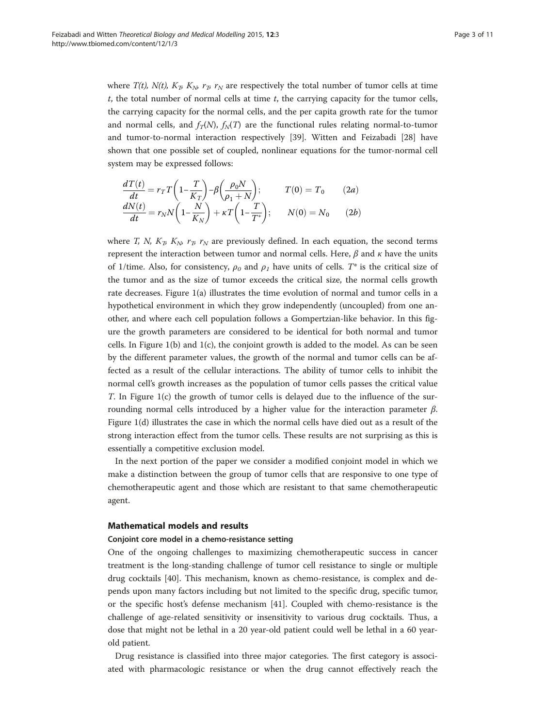where $T(t)$, $N(t)$, $K_T$, $K_N$, $r_T$, $r_N$ are respectively the total number of tumor cells at time $t$, the total number of normal cells at time $t$, the carrying capacity for the tumor cells, the carrying capacity for the normal cells, and the per capita growth rate for the tumor and normal cells, and $f_T(N)$, $f_N(T)$ are the functional rules relating normal-to-tumor and tumor-to-normal interaction respectively [39]. Witten and Feizabadi [28] have shown that one possible set of coupled, nonlinear equations for the tumor-normal cell system may be expressed follows:

$$\frac{dT(t)}{dt} = r_T T\left(1-\frac{T}{K_T}\right)-\beta\left(\frac{\rho_0 N}{\rho_1 + N}\right); \qquad T(0) = T_0 \qquad (2a)$$

$$\frac{dN(t)}{dt} = r_N N\left(1-\frac{N}{K_N}\right)+\kappa T\left(1-\frac{T}{T^*}\right); \qquad N(0) = N_0 \qquad (2b)$$

where $T$, $N$, $K_T$, $K_N$, $r_T$, $r_N$ are previously defined. In each equation, the second terms represent the interaction between tumor and normal cells. Here, $\beta$ and $\kappa$ have the units of 1/time. Also, for consistency, $\rho_0$ and $\rho_1$ have units of cells. $T^*$ is the critical size of the tumor and as the size of tumor exceeds the critical size, the normal cells growth rate decreases. Figure 1(a) illustrates the time evolution of normal and tumor cells in a hypothetical environment in which they grow independently (uncoupled) from one another, and where each cell population follows a Gompertzian-like behavior. In this figure the growth parameters are considered to be identical for both normal and tumor cells. In Figure 1(b) and 1(c), the conjoint growth is added to the model. As can be seen by the different parameter values, the growth of the normal and tumor cells can be affected as a result of the cellular interactions. The ability of tumor cells to inhibit the normal cell's growth increases as the population of tumor cells passes the critical value $T$. In Figure 1(c) the growth of tumor cells is delayed due to the influence of the surrounding normal cells introduced by a higher value for the interaction parameter $\beta$. Figure 1(d) illustrates the case in which the normal cells have died out as a result of the strong interaction effect from the tumor cells. These results are not surprising as this is essentially a competitive exclusion model.

In the next portion of the paper we consider a modified conjoint model in which we make a distinction between the group of tumor cells that are responsive to one type of chemotherapeutic agent and those which are resistant to that same chemotherapeutic agent.

## Mathematical models and results

### Conjoint core model in a chemo-resistance setting

One of the ongoing challenges to maximizing chemotherapeutic success in cancer treatment is the long-standing challenge of tumor cell resistance to single or multiple drug cocktails [40]. This mechanism, known as chemo-resistance, is complex and depends upon many factors including but not limited to the specific drug, specific tumor, or the specific host's defense mechanism [41]. Coupled with chemo-resistance is the challenge of age-related sensitivity or insensitivity to various drug cocktails. Thus, a dose that might not be lethal in a 20 year-old patient could well be lethal in a 60 year-old patient.

Drug resistance is classified into three major categories. The first category is associated with pharmacologic resistance or when the drug cannot effectively reach the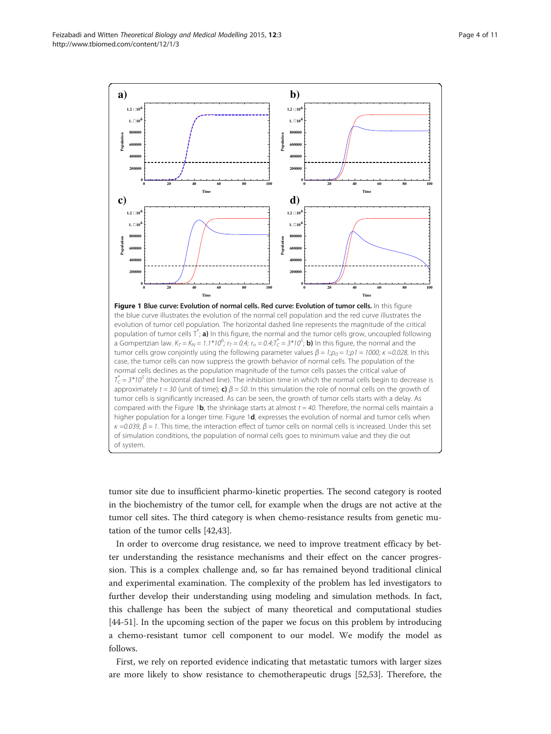**Figure 1 Blue curve: Evolution of normal cells. Red curve: Evolution of tumor cells.** In this figure the blue curve illustrates the evolution of the normal cell population and the red curve illustrates the evolution of tumor cell population. The horizontal dashed line represents the magnitude of the critical population of tumor cells $T^*$; **a)** In this figure, the normal and the tumor cells grow, uncoupled following a Gompertzian law. $K_T = K_N = 1.1*10^6$; $r_T = 0.4$; $r_n = 0.4$; $T_C^* = 3*10^5$; **b)** In this figure, the normal and the tumor cells grow conjointly using the following parameter values $\beta = 1$; $\rho_0 = 1$; $\rho 1 = 1000$; $\kappa = 0.028$. In this case, the tumor cells can now suppress the growth behavior of normal cells. The population of the normal cells declines as the population magnitude of the tumor cells passes the critical value of $T_C^* = 3*10^5$ (the horizontal dashed line). The inhibition time in which the normal cells begin to decrease is approximately $t = 30$ (unit of time); **c)** $\beta = 50$. In this simulation the role of normal cells on the growth of tumor cells is significantly increased. As can be seen, the growth of tumor cells starts with a delay. As compared with the Figure 1**b**, the shrinkage starts at almost $t = 40$. Therefore, the normal cells maintain a higher population for a longer time. Figure 1**d**, expresses the evolution of normal and tumor cells when $\kappa = 0.039$, $\beta = 1$. This time, the interaction effect of tumor cells on normal cells is increased. Under this set of simulation conditions, the population of normal cells goes to minimum value and they die out of system.

tumor site due to insufficient pharmo-kinetic properties. The second category is rooted in the biochemistry of the tumor cell, for example when the drugs are not active at the tumor cell sites. The third category is when chemo-resistance results from genetic mutation of the tumor cells [42,43].

In order to overcome drug resistance, we need to improve treatment efficacy by better understanding the resistance mechanisms and their effect on the cancer progression. This is a complex challenge and, so far has remained beyond traditional clinical and experimental examination. The complexity of the problem has led investigators to further develop their understanding using modeling and simulation methods. In fact, this challenge has been the subject of many theoretical and computational studies [44-51]. In the upcoming section of the paper we focus on this problem by introducing a chemo-resistant tumor cell component to our model. We modify the model as follows.

First, we rely on reported evidence indicating that metastatic tumors with larger sizes are more likely to show resistance to chemotherapeutic drugs [52,53]. Therefore, the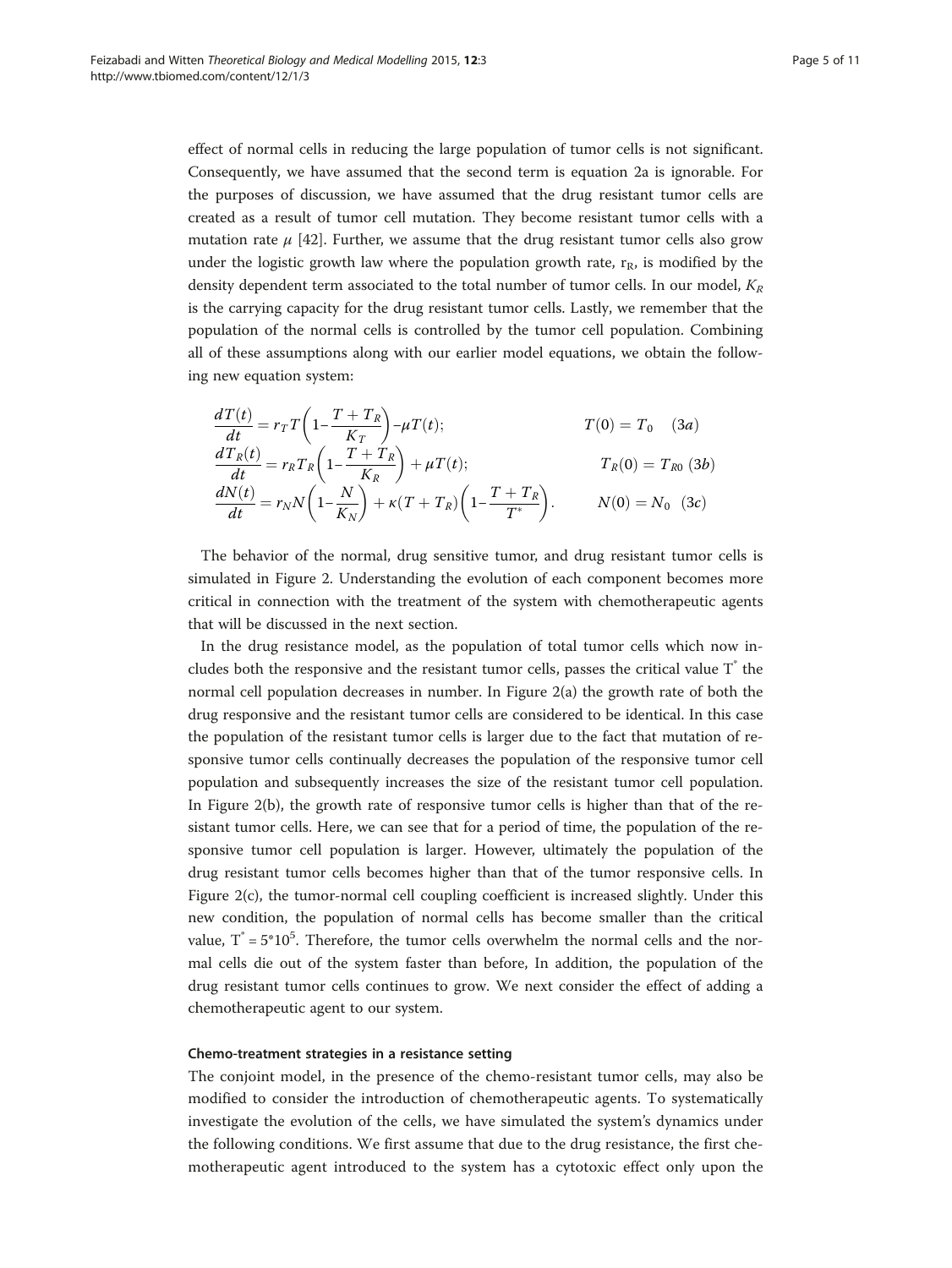effect of normal cells in reducing the large population of tumor cells is not significant. Consequently, we have assumed that the second term is equation 2a is ignorable. For the purposes of discussion, we have assumed that the drug resistant tumor cells are created as a result of tumor cell mutation. They become resistant tumor cells with a mutation rate $\mu$ [42]. Further, we assume that the drug resistant tumor cells also grow under the logistic growth law where the population growth rate, $r_R$, is modified by the density dependent term associated to the total number of tumor cells. In our model, $K_R$ is the carrying capacity for the drug resistant tumor cells. Lastly, we remember that the population of the normal cells is controlled by the tumor cell population. Combining all of these assumptions along with our earlier model equations, we obtain the following new equation system:

$$\frac{dT(t)}{dt} = r_T T\left(1 - \frac{T + T_R}{K_T}\right) - \mu T(t); \qquad T(0) = T_0 \quad (3a)$$

$$\frac{dT_R(t)}{dt} = r_R T_R\left(1 - \frac{T + T_R}{K_R}\right) + \mu T(t); \qquad T_R(0) = T_{R0} \quad (3b)$$

$$\frac{dN(t)}{dt} = r_N N\left(1 - \frac{N}{K_N}\right) + \kappa(T + T_R)\left(1 - \frac{T + T_R}{T^*}\right). \qquad N(0) = N_0 \quad (3c)$$

The behavior of the normal, drug sensitive tumor, and drug resistant tumor cells is simulated in Figure 2. Understanding the evolution of each component becomes more critical in connection with the treatment of the system with chemotherapeutic agents that will be discussed in the next section.

In the drug resistance model, as the population of total tumor cells which now includes both the responsive and the resistant tumor cells, passes the critical value $T^*$ the normal cell population decreases in number. In Figure 2(a) the growth rate of both the drug responsive and the resistant tumor cells are considered to be identical. In this case the population of the resistant tumor cells is larger due to the fact that mutation of responsive tumor cells continually decreases the population of the responsive tumor cell population and subsequently increases the size of the resistant tumor cell population. In Figure 2(b), the growth rate of responsive tumor cells is higher than that of the resistant tumor cells. Here, we can see that for a period of time, the population of the responsive tumor cell population is larger. However, ultimately the population of the drug resistant tumor cells becomes higher than that of the tumor responsive cells. In Figure 2(c), the tumor-normal cell coupling coefficient is increased slightly. Under this new condition, the population of normal cells has become smaller than the critical value, $T^* = 5*10^5$. Therefore, the tumor cells overwhelm the normal cells and the normal cells die out of the system faster than before, In addition, the population of the drug resistant tumor cells continues to grow. We next consider the effect of adding a chemotherapeutic agent to our system.

#### Chemo-treatment strategies in a resistance setting

The conjoint model, in the presence of the chemo-resistant tumor cells, may also be modified to consider the introduction of chemotherapeutic agents. To systematically investigate the evolution of the cells, we have simulated the system's dynamics under the following conditions. We first assume that due to the drug resistance, the first chemotherapeutic agent introduced to the system has a cytotoxic effect only upon the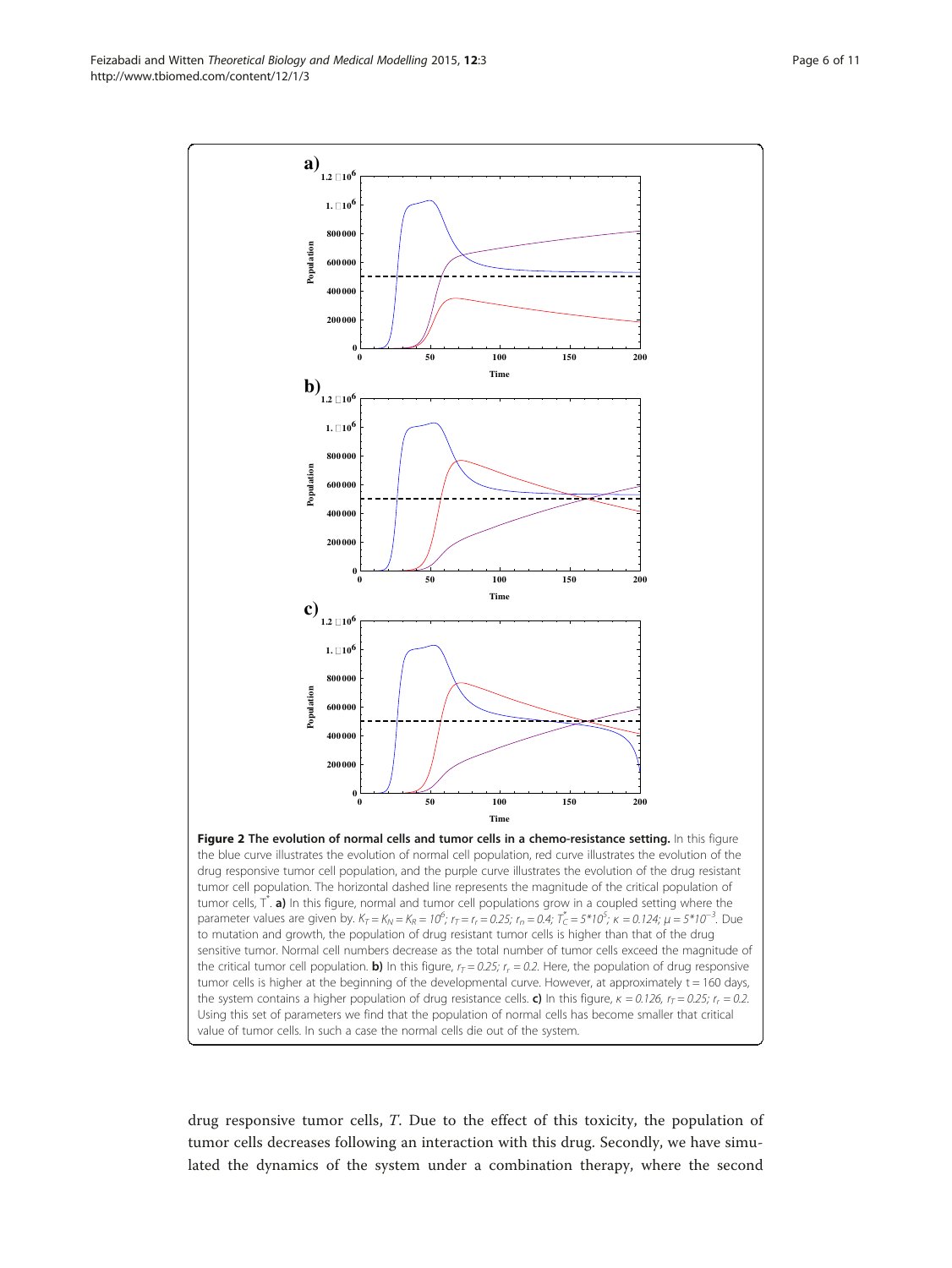**Figure 2 The evolution of normal cells and tumor cells in a chemo-resistance setting.** In this figure the blue curve illustrates the evolution of normal cell population, red curve illustrates the evolution of the drug responsive tumor cell population, and the purple curve illustrates the evolution of the drug resistant tumor cell population. The horizontal dashed line represents the magnitude of the critical population of tumor cells, $T^*$. **a)** In this figure, normal and tumor cell populations grow in a coupled setting where the parameter values are given by. $K_T = K_N = K_R = 10^6$; $r_T = r_r = 0.25$; $r_n = 0.4$; $T_C^* = 5*10^5$; $\kappa = 0.124$; $\mu = 5*10^{-3}$. Due to mutation and growth, the population of drug resistant tumor cells is higher than that of the drug sensitive tumor. Normal cell numbers decrease as the total number of tumor cells exceed the magnitude of the critical tumor cell population. **b)** In this figure, $r_T = 0.25$; $r_r = 0.2$. Here, the population of drug responsive tumor cells is higher at the beginning of the developmental curve. However, at approximately t = 160 days, the system contains a higher population of drug resistance cells. **c)** In this figure, $\kappa = 0.126$, $r_T = 0.25$; $r_r = 0.2$. Using this set of parameters we find that the population of normal cells has become smaller that critical value of tumor cells. In such a case the normal cells die out of the system.

drug responsive tumor cells, $T$. Due to the effect of this toxicity, the population of tumor cells decreases following an interaction with this drug. Secondly, we have simulated the dynamics of the system under a combination therapy, where the second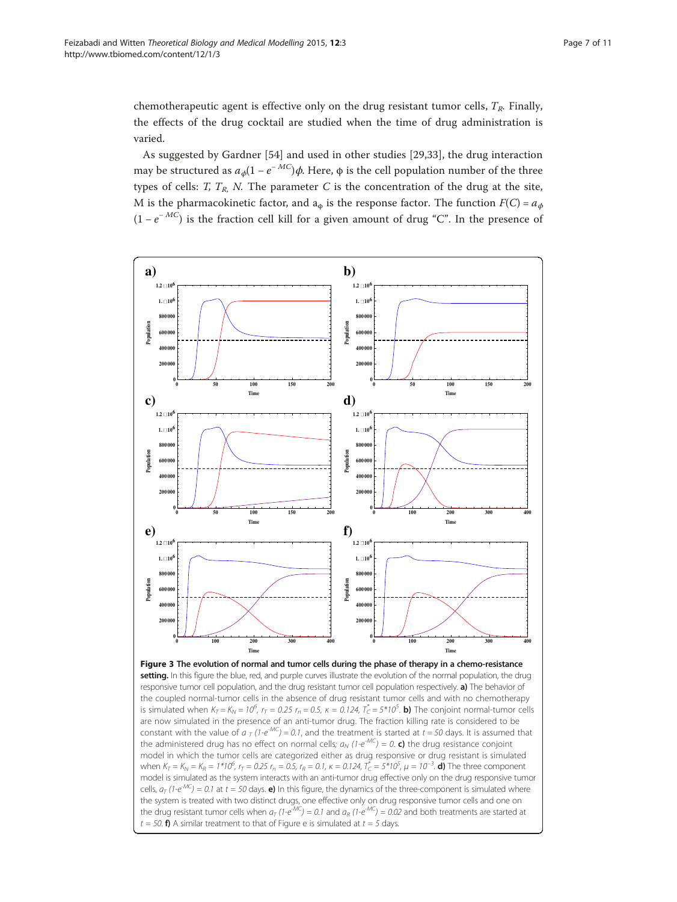chemotherapeutic agent is effective only on the drug resistant tumor cells, $T_R$. Finally, the effects of the drug cocktail are studied when the time of drug administration is varied.

As suggested by Gardner [54] and used in other studies [29,33], the drug interaction may be structured as $a_\phi(1 - e^{-MC})\phi$. Here, φ is the cell population number of the three types of cells: $T$, $T_R$, $N$. The parameter $C$ is the concentration of the drug at the site, M is the pharmacokinetic factor, and $a_\phi$ is the response factor. The function $F(C) = a_\phi(1 - e^{-MC})$ is the fraction cell kill for a given amount of drug "C". In the presence of

**Figure 3 The evolution of normal and tumor cells during the phase of therapy in a chemo-resistance setting.** In this figure the blue, red, and purple curves illustrate the evolution of the normal population, the drug responsive tumor cell population, and the drug resistant tumor cell population respectively. **a)** The behavior of the coupled normal-tumor cells in the absence of drug resistant tumor cells and with no chemotherapy is simulated when $K_T = K_N = 10^6$, $r_T = 0.25$ $r_n = 0.5$, $\kappa = 0.124$, $T_C^* = 5*10^5$. **b)** The conjoint normal-tumor cells are now simulated in the presence of an anti-tumor drug. The fraction killing rate is considered to be constant with the value of $a_T(1\text{-}e^{-MC}) = 0.1$, and the treatment is started at $t = 50$ days. It is assumed that the administered drug has no effect on normal cells; $a_N(1\text{-}e^{-MC}) = 0$. **c)** the drug resistance conjoint model in which the tumor cells are categorized either as drug responsive or drug resistant is simulated when $K_T = K_N = K_R = 1*10^6$, $r_T = 0.25$ $r_n = 0.5$, $r_R = 0.1$, $\kappa = 0.124$, $T_C^* = 5*10^5$, $\mu = 10^{-3}$. **d)** The three component model is simulated as the system interacts with an anti-tumor drug effective only on the drug responsive tumor cells, $a_T(1\text{-}e^{-MC}) = 0.1$ at $t = 50$ days. **e)** In this figure, the dynamics of the three-component is simulated where the system is treated with two distinct drugs, one effective only on drug responsive tumor cells and one on the drug resistant tumor cells when $a_T(1\text{-}e^{-MC}) = 0.1$ and $a_R(1\text{-}e^{-MC}) = 0.02$ and both treatments are started at $t = 50$. **f)** A similar treatment to that of Figure e is simulated at $t = 5$ days.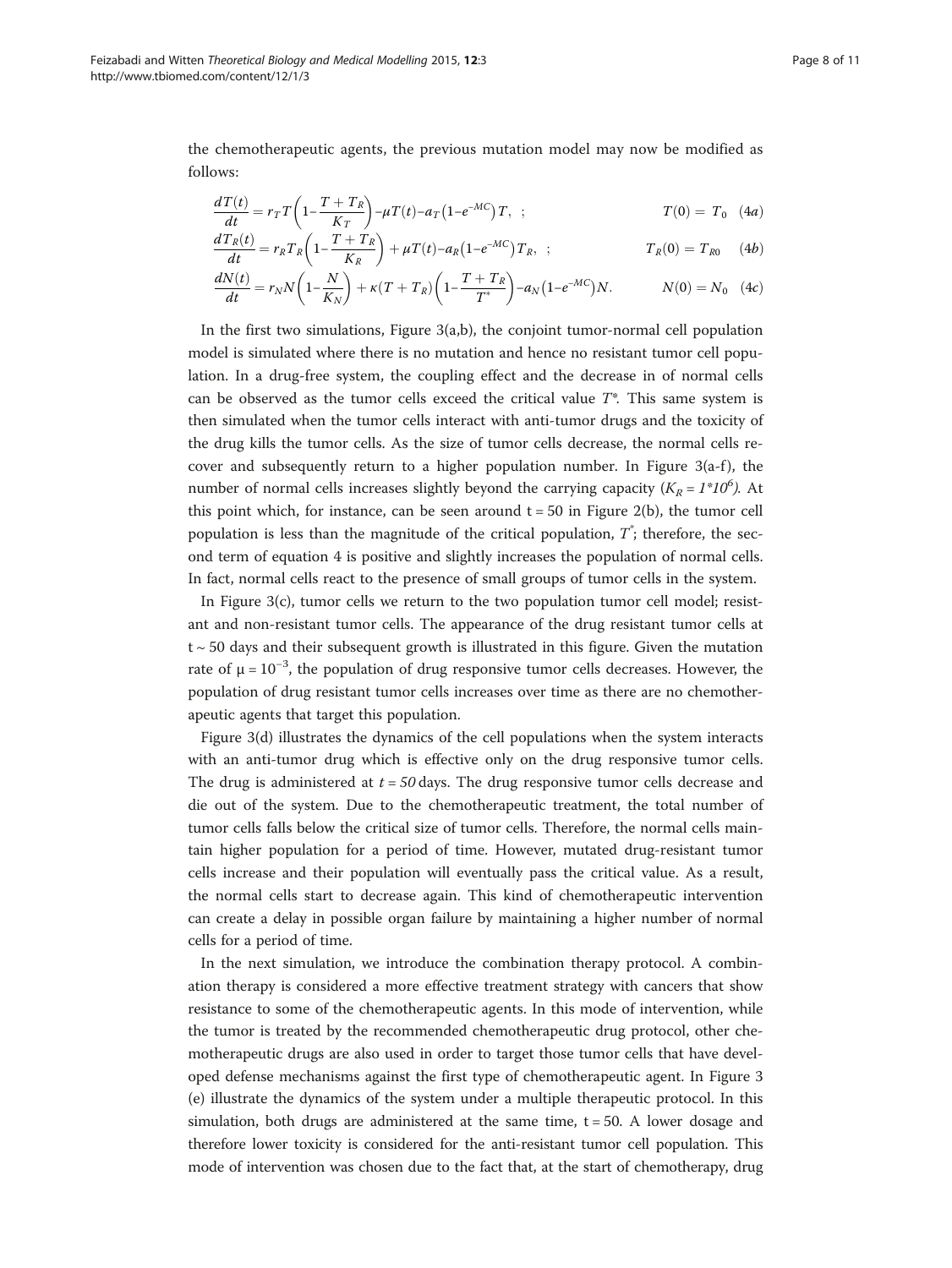the chemotherapeutic agents, the previous mutation model may now be modified as follows:

$$\frac{dT(t)}{dt} = r_T T\left(1 - \frac{T + T_R}{K_T}\right) - \mu T(t) - a_T\left(1 - e^{-MC}\right)T, \;\; ; \qquad T(0) = T_0 \quad (4a)$$

$$\frac{dT_R(t)}{dt} = r_R T_R\left(1 - \frac{T + T_R}{K_R}\right) + \mu T(t) - a_R\left(1 - e^{-MC}\right)T_R, \;\; ; \qquad T_R(0) = T_{R0} \quad (4b)$$

$$\frac{dN(t)}{dt} = r_N N\left(1 - \frac{N}{K_N}\right) + \kappa(T + T_R)\left(1 - \frac{T + T_R}{T^*}\right) - a_N\left(1 - e^{-MC}\right)N. \qquad N(0) = N_0 \quad (4c)$$

In the first two simulations, Figure 3(a,b), the conjoint tumor-normal cell population model is simulated where there is no mutation and hence no resistant tumor cell population. In a drug-free system, the coupling effect and the decrease in of normal cells can be observed as the tumor cells exceed the critical value $T^*$. This same system is then simulated when the tumor cells interact with anti-tumor drugs and the toxicity of the drug kills the tumor cells. As the size of tumor cells decrease, the normal cells recover and subsequently return to a higher population number. In Figure 3(a-f), the number of normal cells increases slightly beyond the carrying capacity ($K_R = 1*10^6$). At this point which, for instance, can be seen around t = 50 in Figure 2(b), the tumor cell population is less than the magnitude of the critical population, $T^*$; therefore, the second term of equation 4 is positive and slightly increases the population of normal cells. In fact, normal cells react to the presence of small groups of tumor cells in the system.

In Figure 3(c), tumor cells we return to the two population tumor cell model; resistant and non-resistant tumor cells. The appearance of the drug resistant tumor cells at t ~ 50 days and their subsequent growth is illustrated in this figure. Given the mutation rate of $\mu = 10^{-3}$, the population of drug responsive tumor cells decreases. However, the population of drug resistant tumor cells increases over time as there are no chemotherapeutic agents that target this population.

Figure 3(d) illustrates the dynamics of the cell populations when the system interacts with an anti-tumor drug which is effective only on the drug responsive tumor cells. The drug is administered at *t = 50* days. The drug responsive tumor cells decrease and die out of the system. Due to the chemotherapeutic treatment, the total number of tumor cells falls below the critical size of tumor cells. Therefore, the normal cells maintain higher population for a period of time. However, mutated drug-resistant tumor cells increase and their population will eventually pass the critical value. As a result, the normal cells start to decrease again. This kind of chemotherapeutic intervention can create a delay in possible organ failure by maintaining a higher number of normal cells for a period of time.

In the next simulation, we introduce the combination therapy protocol. A combination therapy is considered a more effective treatment strategy with cancers that show resistance to some of the chemotherapeutic agents. In this mode of intervention, while the tumor is treated by the recommended chemotherapeutic drug protocol, other chemotherapeutic drugs are also used in order to target those tumor cells that have developed defense mechanisms against the first type of chemotherapeutic agent. In Figure 3 (e) illustrate the dynamics of the system under a multiple therapeutic protocol. In this simulation, both drugs are administered at the same time, t = 50. A lower dosage and therefore lower toxicity is considered for the anti-resistant tumor cell population. This mode of intervention was chosen due to the fact that, at the start of chemotherapy, drug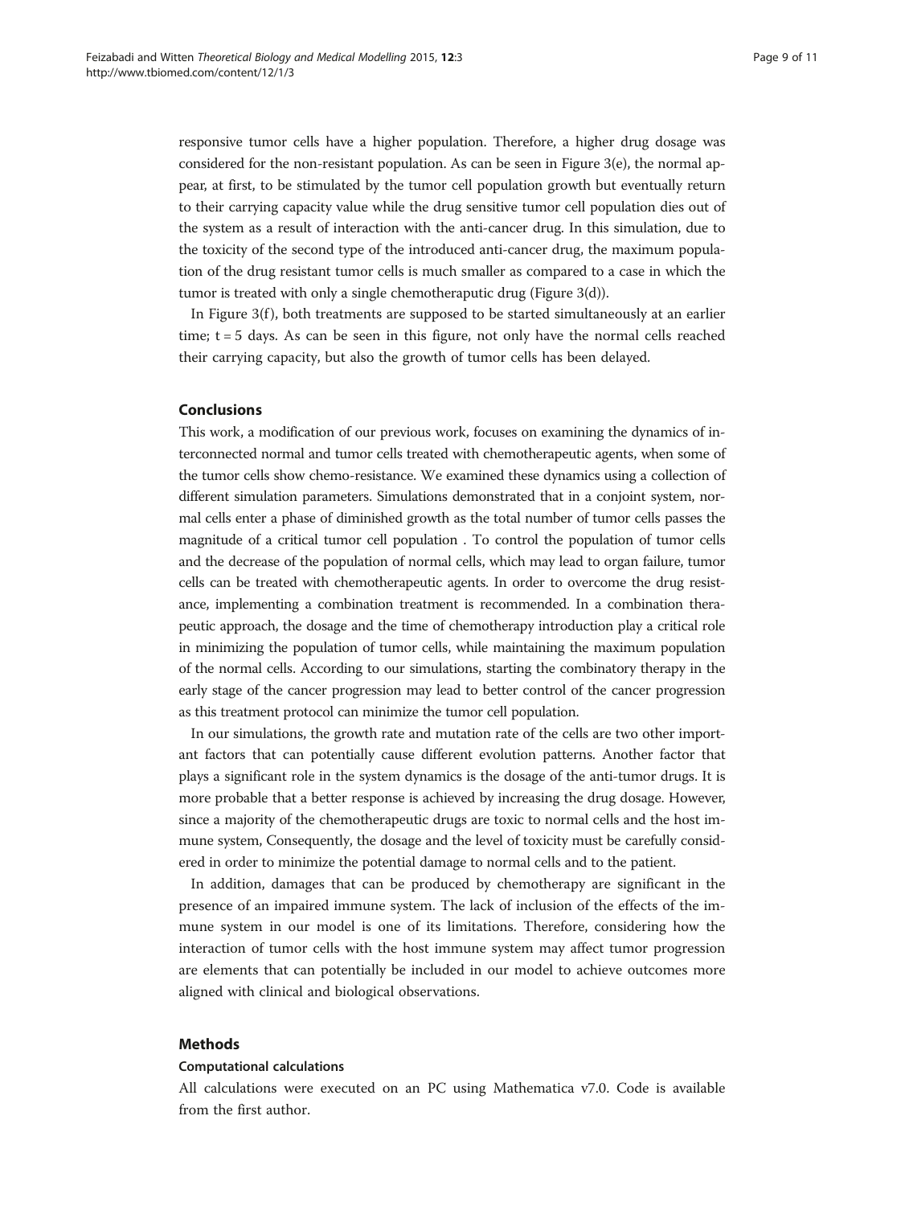responsive tumor cells have a higher population. Therefore, a higher drug dosage was considered for the non-resistant population. As can be seen in Figure 3(e), the normal appear, at first, to be stimulated by the tumor cell population growth but eventually return to their carrying capacity value while the drug sensitive tumor cell population dies out of the system as a result of interaction with the anti-cancer drug. In this simulation, due to the toxicity of the second type of the introduced anti-cancer drug, the maximum population of the drug resistant tumor cells is much smaller as compared to a case in which the tumor is treated with only a single chemotheraputic drug (Figure 3(d)).

In Figure 3(f), both treatments are supposed to be started simultaneously at an earlier time; t = 5 days. As can be seen in this figure, not only have the normal cells reached their carrying capacity, but also the growth of tumor cells has been delayed.

## Conclusions

This work, a modification of our previous work, focuses on examining the dynamics of interconnected normal and tumor cells treated with chemotherapeutic agents, when some of the tumor cells show chemo-resistance. We examined these dynamics using a collection of different simulation parameters. Simulations demonstrated that in a conjoint system, normal cells enter a phase of diminished growth as the total number of tumor cells passes the magnitude of a critical tumor cell population . To control the population of tumor cells and the decrease of the population of normal cells, which may lead to organ failure, tumor cells can be treated with chemotherapeutic agents. In order to overcome the drug resistance, implementing a combination treatment is recommended. In a combination therapeutic approach, the dosage and the time of chemotherapy introduction play a critical role in minimizing the population of tumor cells, while maintaining the maximum population of the normal cells. According to our simulations, starting the combinatory therapy in the early stage of the cancer progression may lead to better control of the cancer progression as this treatment protocol can minimize the tumor cell population.

In our simulations, the growth rate and mutation rate of the cells are two other important factors that can potentially cause different evolution patterns. Another factor that plays a significant role in the system dynamics is the dosage of the anti-tumor drugs. It is more probable that a better response is achieved by increasing the drug dosage. However, since a majority of the chemotherapeutic drugs are toxic to normal cells and the host immune system, Consequently, the dosage and the level of toxicity must be carefully considered in order to minimize the potential damage to normal cells and to the patient.

In addition, damages that can be produced by chemotherapy are significant in the presence of an impaired immune system. The lack of inclusion of the effects of the immune system in our model is one of its limitations. Therefore, considering how the interaction of tumor cells with the host immune system may affect tumor progression are elements that can potentially be included in our model to achieve outcomes more aligned with clinical and biological observations.

## Methods

### Computational calculations

All calculations were executed on an PC using Mathematica v7.0. Code is available from the first author.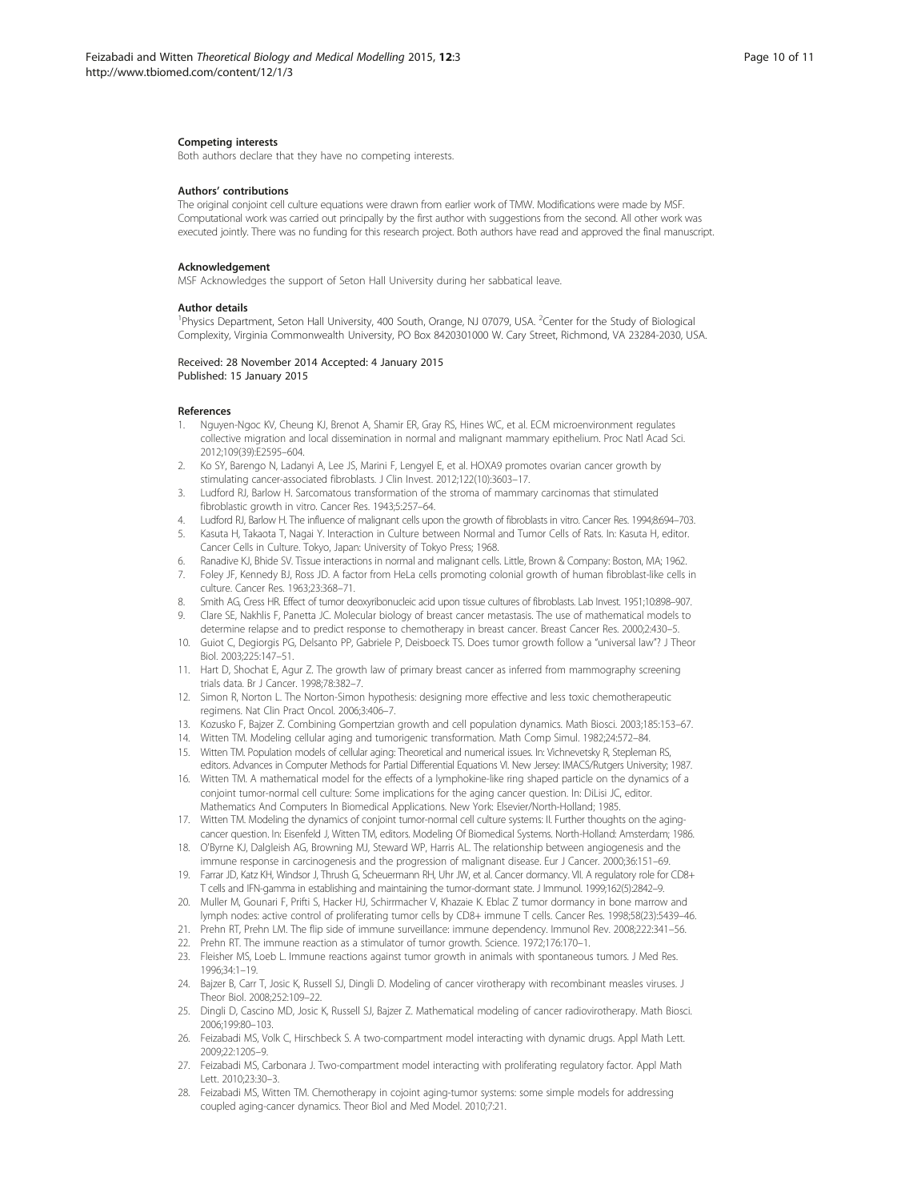### Competing interests

Both authors declare that they have no competing interests.

### Authors' contributions

The original conjoint cell culture equations were drawn from earlier work of TMW. Modifications were made by MSF. Computational work was carried out principally by the first author with suggestions from the second. All other work was executed jointly. There was no funding for this research project. Both authors have read and approved the final manuscript.

### Acknowledgement

MSF Acknowledges the support of Seton Hall University during her sabbatical leave.

### Author details

[1]Physics Department, Seton Hall University, 400 South, Orange, NJ 07079, USA. [2]Center for the Study of Biological Complexity, Virginia Commonwealth University, PO Box 8420301000 W. Cary Street, Richmond, VA 23284-2030, USA.

Received: 28 November 2014 Accepted: 4 January 2015
Published: 15 January 2015

### References

1. Nguyen-Ngoc KV, Cheung KJ, Brenot A, Shamir ER, Gray RS, Hines WC, et al. ECM microenvironment regulates collective migration and local dissemination in normal and malignant mammary epithelium. Proc Natl Acad Sci. 2012;109(39):E2595–604.
2. Ko SY, Barengo N, Ladanyi A, Lee JS, Marini F, Lengyel E, et al. HOXA9 promotes ovarian cancer growth by stimulating cancer-associated fibroblasts. J Clin Invest. 2012;122(10):3603–17.
3. Ludford RJ, Barlow H. Sarcomatous transformation of the stroma of mammary carcinomas that stimulated fibroblastic growth in vitro. Cancer Res. 1943;5:257–64.
4. Ludford RJ, Barlow H. The influence of malignant cells upon the growth of fibroblasts in vitro. Cancer Res. 1994;8:694–703.
5. Kasuta H, Takaota T, Nagai Y. Interaction in Culture between Normal and Tumor Cells of Rats. In: Kasuta H, editor. Cancer Cells in Culture. Tokyo, Japan: University of Tokyo Press; 1968.
6. Ranadive KJ, Bhide SV. Tissue interactions in normal and malignant cells. Little, Brown & Company: Boston, MA; 1962.
7. Foley JF, Kennedy BJ, Ross JD. A factor from HeLa cells promoting colonial growth of human fibroblast-like cells in culture. Cancer Res. 1963;23:368–71.
8. Smith AG, Cress HR. Effect of tumor deoxyribonucleic acid upon tissue cultures of fibroblasts. Lab Invest. 1951;10:898–907.
9. Clare SE, Nakhlis F, Panetta JC. Molecular biology of breast cancer metastasis. The use of mathematical models to determine relapse and to predict response to chemotherapy in breast cancer. Breast Cancer Res. 2000;2:430–5.
10. Guiot C, Degiorgis PG, Delsanto PP, Gabriele P, Deisboeck TS. Does tumor growth follow a "universal law"? J Theor Biol. 2003;225:147–51.
11. Hart D, Shochat E, Agur Z. The growth law of primary breast cancer as inferred from mammography screening trials data. Br J Cancer. 1998;78:382–7.
12. Simon R, Norton L. The Norton-Simon hypothesis: designing more effective and less toxic chemotherapeutic regimens. Nat Clin Pract Oncol. 2006;3:406–7.
13. Kozusko F, Bajzer Z. Combining Gompertzian growth and cell population dynamics. Math Biosci. 2003;185:153–67.
14. Witten TM. Modeling cellular aging and tumorigenic transformation. Math Comp Simul. 1982;24:572–84.
15. Witten TM. Population models of cellular aging: Theoretical and numerical issues. In: Vichnevetsky R, Stepleman RS, editors. Advances in Computer Methods for Partial Differential Equations VI. New Jersey: IMACS/Rutgers University; 1987.
16. Witten TM. A mathematical model for the effects of a lymphokine-like ring shaped particle on the dynamics of a conjoint tumor-normal cell culture: Some implications for the aging cancer question. In: DiLisi JC, editor. Mathematics And Computers In Biomedical Applications. New York: Elsevier/North-Holland; 1985.
17. Witten TM. Modeling the dynamics of conjoint tumor-normal cell culture systems: II. Further thoughts on the aging-cancer question. In: Eisenfeld J, Witten TM, editors. Modeling Of Biomedical Systems. North-Holland: Amsterdam; 1986.
18. O'Byrne KJ, Dalgleish AG, Browning MJ, Steward WP, Harris AL. The relationship between angiogenesis and the immune response in carcinogenesis and the progression of malignant disease. Eur J Cancer. 2000;36:151–69.
19. Farrar JD, Katz KH, Windsor J, Thrush G, Scheuermann RH, Uhr JW, et al. Cancer dormancy. VII. A regulatory role for CD8+ T cells and IFN-gamma in establishing and maintaining the tumor-dormant state. J Immunol. 1999;162(5):2842–9.
20. Muller M, Gounari F, Prifti S, Hacker HJ, Schirrmacher V, Khazaie K. Eblac Z tumor dormancy in bone marrow and lymph nodes: active control of proliferating tumor cells by CD8+ immune T cells. Cancer Res. 1998;58(23):5439–46.
21. Prehn RT, Prehn LM. The flip side of immune surveillance: immune dependency. Immunol Rev. 2008;222:341–56.
22. Prehn RT. The immune reaction as a stimulator of tumor growth. Science. 1972;176:170–1.
23. Fleisher MS, Loeb L. Immune reactions against tumor growth in animals with spontaneous tumors. J Med Res. 1996;34:1–19.
24. Bajzer B, Carr T, Josic K, Russell SJ, Dingli D. Modeling of cancer virotherapy with recombinant measles viruses. J Theor Biol. 2008;252:109–22.
25. Dingli D, Cascino MD, Josic K, Russell SJ, Bajzer Z. Mathematical modeling of cancer radiovirotherapy. Math Biosci. 2006;199:80–103.
26. Feizabadi MS, Volk C, Hirschbeck S. A two-compartment model interacting with dynamic drugs. Appl Math Lett. 2009;22:1205–9.
27. Feizabadi MS, Carbonara J. Two-compartment model interacting with proliferating regulatory factor. Appl Math Lett. 2010;23:30–3.
28. Feizabadi MS, Witten TM. Chemotherapy in cojoint aging-tumor systems: some simple models for addressing coupled aging-cancer dynamics. Theor Biol and Med Model. 2010;7:21.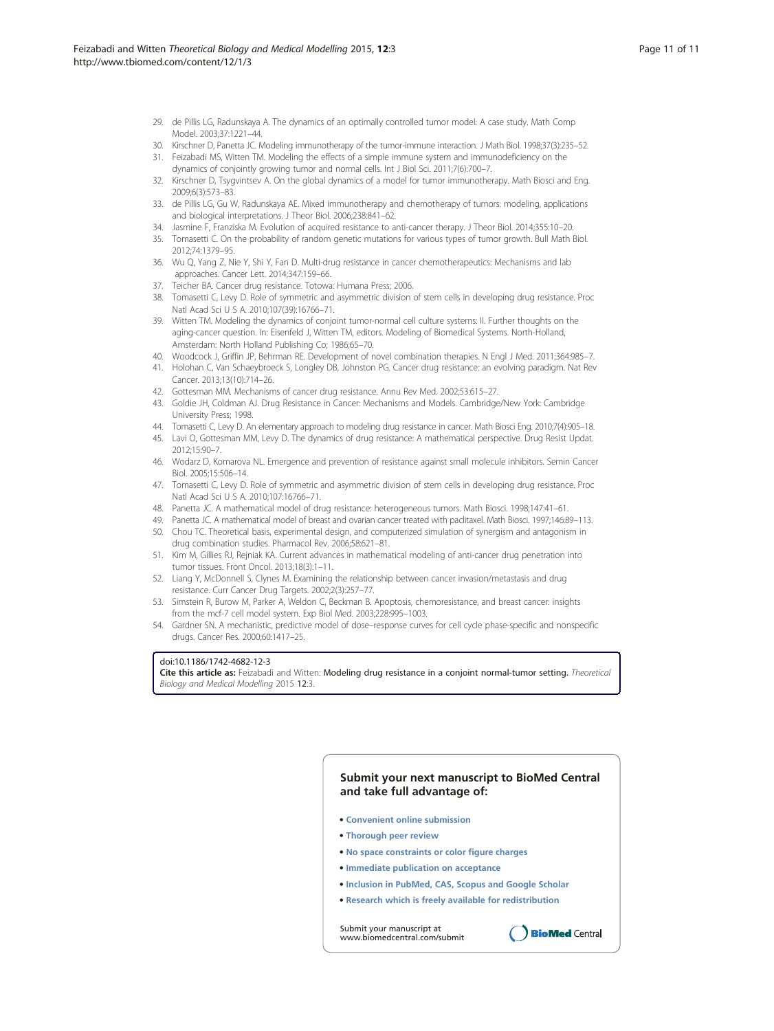29. de Pillis LG, Radunskaya A. The dynamics of an optimally controlled tumor model: A case study. Math Comp Model. 2003;37:1221–44.
30. Kirschner D, Panetta JC. Modeling immunotherapy of the tumor-immune interaction. J Math Biol. 1998;37(3):235–52.
31. Feizabadi MS, Witten TM. Modeling the effects of a simple immune system and immunodeficiency on the dynamics of conjointly growing tumor and normal cells. Int J Biol Sci. 2011;7(6):700–7.
32. Kirschner D, Tsygvintsev A. On the global dynamics of a model for tumor immunotherapy. Math Biosci and Eng. 2009;6(3):573–83.
33. de Pillis LG, Gu W, Radunskaya AE. Mixed immunotherapy and chemotherapy of tumors: modeling, applications and biological interpretations. J Theor Biol. 2006;238:841–62.
34. Jasmine F, Franziska M. Evolution of acquired resistance to anti-cancer therapy. J Theor Biol. 2014;355:10–20.
35. Tomasetti C. On the probability of random genetic mutations for various types of tumor growth. Bull Math Biol. 2012;74:1379–95.
36. Wu Q, Yang Z, Nie Y, Shi Y, Fan D. Multi-drug resistance in cancer chemotherapeutics: Mechanisms and lab approaches. Cancer Lett. 2014;347:159–66.
37. Teicher BA. Cancer drug resistance. Totowa: Humana Press; 2006.
38. Tomasetti C, Levy D. Role of symmetric and asymmetric division of stem cells in developing drug resistance. Proc Natl Acad Sci U S A. 2010;107(39):16766–71.
39. Witten TM. Modeling the dynamics of conjoint tumor-normal cell culture systems: II. Further thoughts on the aging-cancer question. In: Eisenfeld J, Witten TM, editors. Modeling of Biomedical Systems. North-Holland, Amsterdam: North Holland Publishing Co; 1986;65–70.
40. Woodcock J, Griffin JP, Behrman RE. Development of novel combination therapies. N Engl J Med. 2011;364:985–7.
41. Holohan C, Van Schaeybroeck S, Longley DB, Johnston PG. Cancer drug resistance: an evolving paradigm. Nat Rev Cancer. 2013;13(10):714–26.
42. Gottesman MM. Mechanisms of cancer drug resistance. Annu Rev Med. 2002;53:615–27.
43. Goldie JH, Coldman AJ. Drug Resistance in Cancer: Mechanisms and Models. Cambridge/New York: Cambridge University Press; 1998.
44. Tomasetti C, Levy D. An elementary approach to modeling drug resistance in cancer. Math Biosci Eng. 2010;7(4):905–18.
45. Lavi O, Gottesman MM, Levy D. The dynamics of drug resistance: A mathematical perspective. Drug Resist Updat. 2012;15:90–7.
46. Wodarz D, Komarova NL. Emergence and prevention of resistance against small molecule inhibitors. Semin Cancer Biol. 2005;15:506–14.
47. Tomasetti C, Levy D. Role of symmetric and asymmetric division of stem cells in developing drug resistance. Proc Natl Acad Sci U S A. 2010;107:16766–71.
48. Panetta JC. A mathematical model of drug resistance: heterogeneous tumors. Math Biosci. 1998;147:41–61.
49. Panetta JC. A mathematical model of breast and ovarian cancer treated with paclitaxel. Math Biosci. 1997;146:89–113.
50. Chou TC. Theoretical basis, experimental design, and computerized simulation of synergism and antagonism in drug combination studies. Pharmacol Rev. 2006;58:621–81.
51. Kim M, Gillies RJ, Rejniak KA. Current advances in mathematical modeling of anti-cancer drug penetration into tumor tissues. Front Oncol. 2013;18(3):1–11.
52. Liang Y, McDonnell S, Clynes M. Examining the relationship between cancer invasion/metastasis and drug resistance. Curr Cancer Drug Targets. 2002;2(3):257–77.
53. Simstein R, Burow M, Parker A, Weldon C, Beckman B. Apoptosis, chemoresistance, and breast cancer: insights from the mcf-7 cell model system. Exp Biol Med. 2003;228:995–1003.
54. Gardner SN. A mechanistic, predictive model of dose–response curves for cell cycle phase-specific and nonspecific drugs. Cancer Res. 2000;60:1417–25.

doi:10.1186/1742-4682-12-3

**Cite this article as:** Feizabadi and Witten: Modeling drug resistance in a conjoint normal-tumor setting. *Theoretical Biology and Medical Modelling* 2015 **12**:3.

**Submit your next manuscript to BioMed Central and take full advantage of:**

- **Convenient online submission**
- **Thorough peer review**
- **No space constraints or color figure charges**
- **Immediate publication on acceptance**
- **Inclusion in PubMed, CAS, Scopus and Google Scholar**
- **Research which is freely available for redistribution**

Submit your manuscript at www.biomedcentral.com/submit

BioMed Central